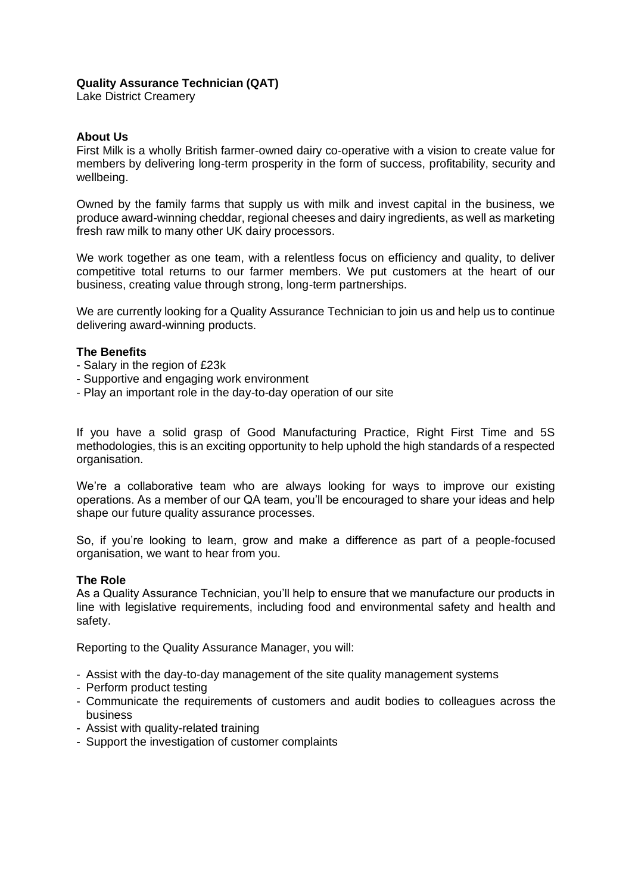**Quality Assurance Technician (QAT)**

Lake District Creamery

**About Us**

First Milk is a wholly British farmer-owned dairy co-operative with a vision to create value for members by delivering long-term prosperity in the form of success, profitability, security and wellbeing.

Owned by the family farms that supply us with milk and invest capital in the business, we produce award-winning cheddar, regional cheeses and dairy ingredients, as well as marketing fresh raw milk to many other UK dairy processors.

We work together as one team, with a relentless focus on efficiency and quality, to deliver competitive total returns to our farmer members. We put customers at the heart of our business, creating value through strong, long-term partnerships.

We are currently looking for a Quality Assurance Technician to join us and help us to continue delivering award-winning products.

**The Benefits**

- Salary in the region of £23k
- Supportive and engaging work environment
- Play an important role in the day-to-day operation of our site

If you have a solid grasp of Good Manufacturing Practice, Right First Time and 5S methodologies, this is an exciting opportunity to help uphold the high standards of a respected organisation.

We're a collaborative team who are always looking for ways to improve our existing operations. As a member of our QA team, you'll be encouraged to share your ideas and help shape our future quality assurance processes.

So, if you're looking to learn, grow and make a difference as part of a people-focused organisation, we want to hear from you.

**The Role**

As a Quality Assurance Technician, you'll help to ensure that we manufacture our products in line with legislative requirements, including food and environmental safety and health and safety.

Reporting to the Quality Assurance Manager, you will:

- Assist with the day-to-day management of the site quality management systems
- Perform product testing
- Communicate the requirements of customers and audit bodies to colleagues across the business
- Assist with quality-related training
- Support the investigation of customer complaints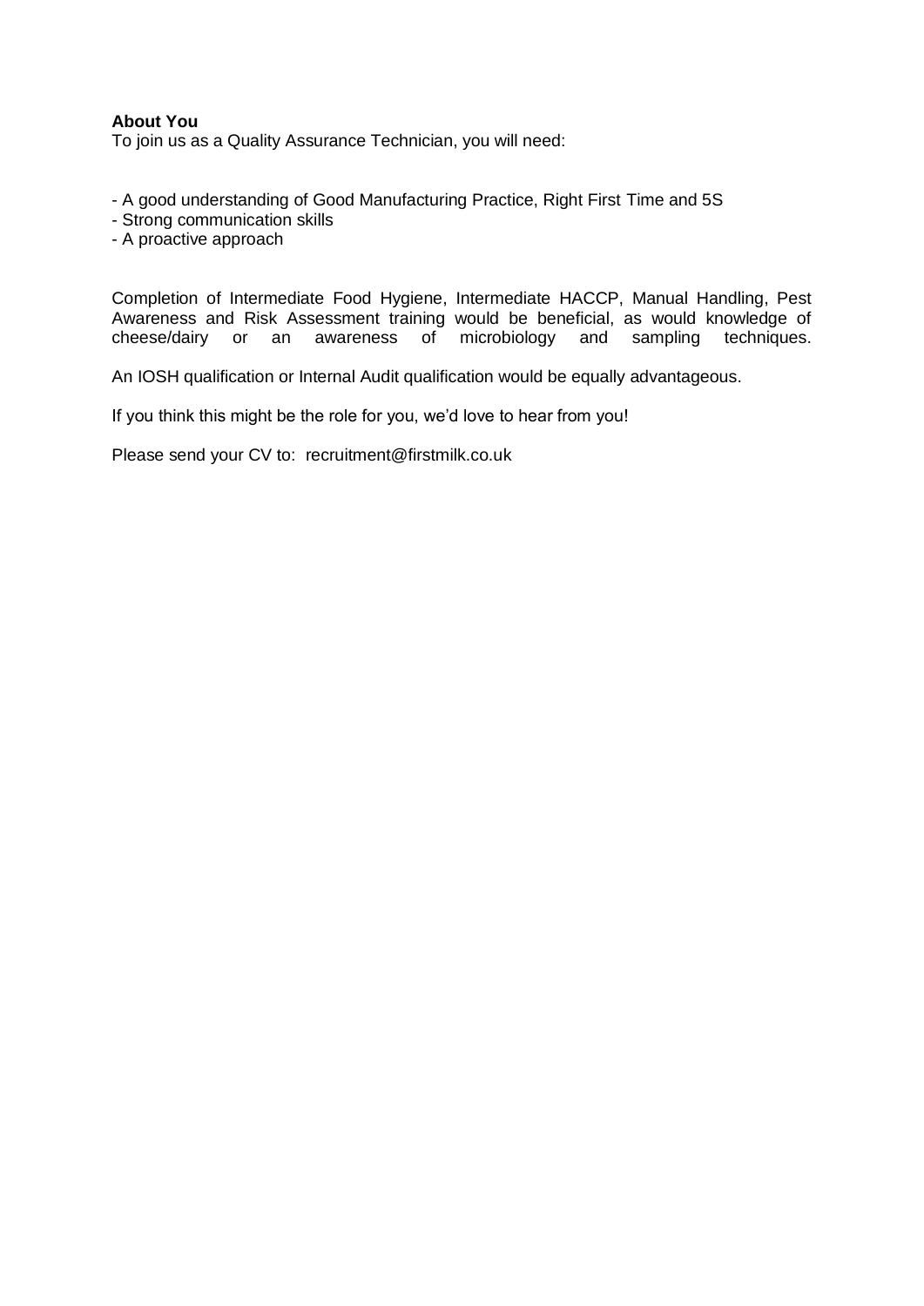**About You**

To join us as a Quality Assurance Technician, you will need:

- A good understanding of Good Manufacturing Practice, Right First Time and 5S
- Strong communication skills
- A proactive approach

Completion of Intermediate Food Hygiene, Intermediate HACCP, Manual Handling, Pest Awareness and Risk Assessment training would be beneficial, as would knowledge of cheese/dairy or an awareness of microbiology and sampling techniques.

An IOSH qualification or Internal Audit qualification would be equally advantageous.

If you think this might be the role for you, we'd love to hear from you!

Please send your CV to: recruitment@firstmilk.co.uk